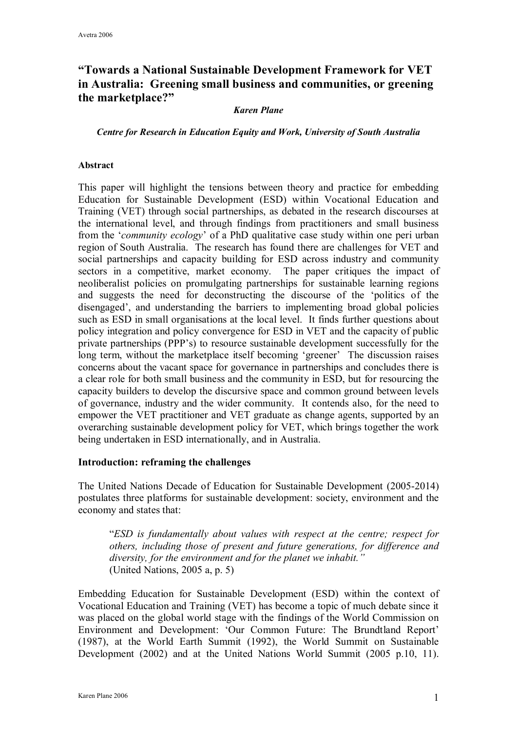# "Towards a National Sustainable Development Framework for VET in Australia: Greening small business and communities, or greening the marketplace?"

***Karen Plane***

***Centre for Research in Education Equity and Work, University of South Australia***

**Abstract**

This paper will highlight the tensions between theory and practice for embedding Education for Sustainable Development (ESD) within Vocational Education and Training (VET) through social partnerships, as debated in the research discourses at the international level, and through findings from practitioners and small business from the '*community ecology*' of a PhD qualitative case study within one peri urban region of South Australia. The research has found there are challenges for VET and social partnerships and capacity building for ESD across industry and community sectors in a competitive, market economy. The paper critiques the impact of neoliberalist policies on promulgating partnerships for sustainable learning regions and suggests the need for deconstructing the discourse of the 'politics of the disengaged', and understanding the barriers to implementing broad global policies such as ESD in small organisations at the local level. It finds further questions about policy integration and policy convergence for ESD in VET and the capacity of public private partnerships (PPP's) to resource sustainable development successfully for the long term, without the marketplace itself becoming 'greener' The discussion raises concerns about the vacant space for governance in partnerships and concludes there is a clear role for both small business and the community in ESD, but for resourcing the capacity builders to develop the discursive space and common ground between levels of governance, industry and the wider community. It contends also, for the need to empower the VET practitioner and VET graduate as change agents, supported by an overarching sustainable development policy for VET, which brings together the work being undertaken in ESD internationally, and in Australia.

**Introduction: reframing the challenges**

The United Nations Decade of Education for Sustainable Development (2005-2014) postulates three platforms for sustainable development: society, environment and the economy and states that:

> "*ESD is fundamentally about values with respect at the centre; respect for others, including those of present and future generations, for difference and diversity, for the environment and for the planet we inhabit."*
> (United Nations, 2005 a, p. 5)

Embedding Education for Sustainable Development (ESD) within the context of Vocational Education and Training (VET) has become a topic of much debate since it was placed on the global world stage with the findings of the World Commission on Environment and Development: 'Our Common Future: The Brundtland Report' (1987), at the World Earth Summit (1992), the World Summit on Sustainable Development (2002) and at the United Nations World Summit (2005 p.10, 11).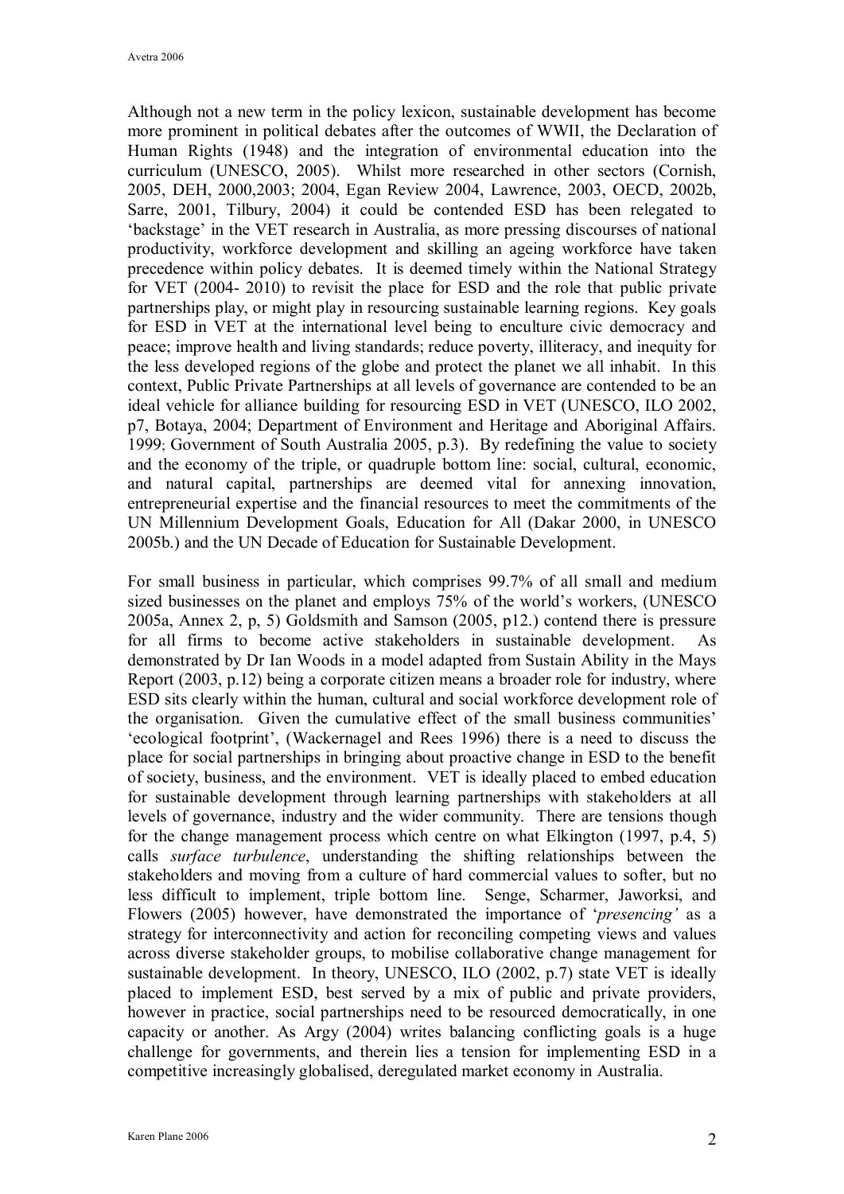Although not a new term in the policy lexicon, sustainable development has become more prominent in political debates after the outcomes of WWII, the Declaration of Human Rights (1948) and the integration of environmental education into the curriculum (UNESCO, 2005). Whilst more researched in other sectors (Cornish, 2005, DEH, 2000,2003; 2004, Egan Review 2004, Lawrence, 2003, OECD, 2002b, Sarre, 2001, Tilbury, 2004) it could be contended ESD has been relegated to 'backstage' in the VET research in Australia, as more pressing discourses of national productivity, workforce development and skilling an ageing workforce have taken precedence within policy debates. It is deemed timely within the National Strategy for VET (2004- 2010) to revisit the place for ESD and the role that public private partnerships play, or might play in resourcing sustainable learning regions. Key goals for ESD in VET at the international level being to enculture civic democracy and peace; improve health and living standards; reduce poverty, illiteracy, and inequity for the less developed regions of the globe and protect the planet we all inhabit. In this context, Public Private Partnerships at all levels of governance are contended to be an ideal vehicle for alliance building for resourcing ESD in VET (UNESCO, ILO 2002, p7, Botaya, 2004; Department of Environment and Heritage and Aboriginal Affairs. 1999; Government of South Australia 2005, p.3). By redefining the value to society and the economy of the triple, or quadruple bottom line: social, cultural, economic, and natural capital, partnerships are deemed vital for annexing innovation, entrepreneurial expertise and the financial resources to meet the commitments of the UN Millennium Development Goals, Education for All (Dakar 2000, in UNESCO 2005b.) and the UN Decade of Education for Sustainable Development.

For small business in particular, which comprises 99.7% of all small and medium sized businesses on the planet and employs 75% of the world's workers, (UNESCO 2005a, Annex 2, p, 5) Goldsmith and Samson (2005, p12.) contend there is pressure for all firms to become active stakeholders in sustainable development. As demonstrated by Dr Ian Woods in a model adapted from Sustain Ability in the Mays Report (2003, p.12) being a corporate citizen means a broader role for industry, where ESD sits clearly within the human, cultural and social workforce development role of the organisation. Given the cumulative effect of the small business communities' 'ecological footprint', (Wackernagel and Rees 1996) there is a need to discuss the place for social partnerships in bringing about proactive change in ESD to the benefit of society, business, and the environment. VET is ideally placed to embed education for sustainable development through learning partnerships with stakeholders at all levels of governance, industry and the wider community. There are tensions though for the change management process which centre on what Elkington (1997, p.4, 5) calls *surface turbulence*, understanding the shifting relationships between the stakeholders and moving from a culture of hard commercial values to softer, but no less difficult to implement, triple bottom line. Senge, Scharmer, Jaworksi, and Flowers (2005) however, have demonstrated the importance of '*presencing'* as a strategy for interconnectivity and action for reconciling competing views and values across diverse stakeholder groups, to mobilise collaborative change management for sustainable development. In theory, UNESCO, ILO (2002, p.7) state VET is ideally placed to implement ESD, best served by a mix of public and private providers, however in practice, social partnerships need to be resourced democratically, in one capacity or another. As Argy (2004) writes balancing conflicting goals is a huge challenge for governments, and therein lies a tension for implementing ESD in a competitive increasingly globalised, deregulated market economy in Australia.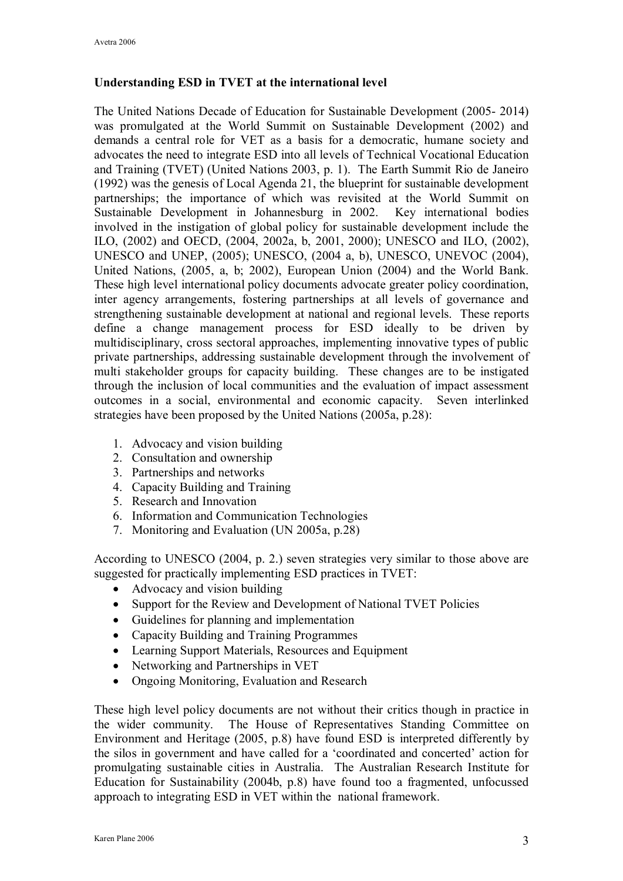**Understanding ESD in TVET at the international level**

The United Nations Decade of Education for Sustainable Development (2005- 2014) was promulgated at the World Summit on Sustainable Development (2002) and demands a central role for VET as a basis for a democratic, humane society and advocates the need to integrate ESD into all levels of Technical Vocational Education and Training (TVET) (United Nations 2003, p. 1). The Earth Summit Rio de Janeiro (1992) was the genesis of Local Agenda 21, the blueprint for sustainable development partnerships; the importance of which was revisited at the World Summit on Sustainable Development in Johannesburg in 2002. Key international bodies involved in the instigation of global policy for sustainable development include the ILO, (2002) and OECD, (2004, 2002a, b, 2001, 2000); UNESCO and ILO, (2002), UNESCO and UNEP, (2005); UNESCO, (2004 a, b), UNESCO, UNEVOC (2004), United Nations, (2005, a, b; 2002), European Union (2004) and the World Bank. These high level international policy documents advocate greater policy coordination, inter agency arrangements, fostering partnerships at all levels of governance and strengthening sustainable development at national and regional levels. These reports define a change management process for ESD ideally to be driven by multidisciplinary, cross sectoral approaches, implementing innovative types of public private partnerships, addressing sustainable development through the involvement of multi stakeholder groups for capacity building. These changes are to be instigated through the inclusion of local communities and the evaluation of impact assessment outcomes in a social, environmental and economic capacity. Seven interlinked strategies have been proposed by the United Nations (2005a, p.28):

1. Advocacy and vision building
2. Consultation and ownership
3. Partnerships and networks
4. Capacity Building and Training
5. Research and Innovation
6. Information and Communication Technologies
7. Monitoring and Evaluation (UN 2005a, p.28)

According to UNESCO (2004, p. 2.) seven strategies very similar to those above are suggested for practically implementing ESD practices in TVET:

- Advocacy and vision building
- Support for the Review and Development of National TVET Policies
- Guidelines for planning and implementation
- Capacity Building and Training Programmes
- Learning Support Materials, Resources and Equipment
- Networking and Partnerships in VET
- Ongoing Monitoring, Evaluation and Research

These high level policy documents are not without their critics though in practice in the wider community. The House of Representatives Standing Committee on Environment and Heritage (2005, p.8) have found ESD is interpreted differently by the silos in government and have called for a 'coordinated and concerted' action for promulgating sustainable cities in Australia. The Australian Research Institute for Education for Sustainability (2004b, p.8) have found too a fragmented, unfocussed approach to integrating ESD in VET within the national framework.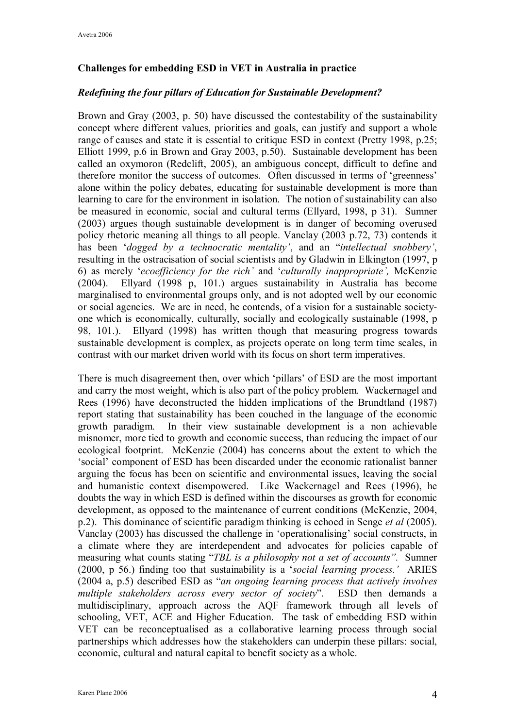### Challenges for embedding ESD in VET in Australia in practice

#### *Redefining the four pillars of Education for Sustainable Development?*

Brown and Gray (2003, p. 50) have discussed the contestability of the sustainability concept where different values, priorities and goals, can justify and support a whole range of causes and state it is essential to critique ESD in context (Pretty 1998, p.25; Elliott 1999, p.6 in Brown and Gray 2003, p.50). Sustainable development has been called an oxymoron (Redclift, 2005), an ambiguous concept, difficult to define and therefore monitor the success of outcomes. Often discussed in terms of 'greenness' alone within the policy debates, educating for sustainable development is more than learning to care for the environment in isolation. The notion of sustainability can also be measured in economic, social and cultural terms (Ellyard, 1998, p 31). Sumner (2003) argues though sustainable development is in danger of becoming overused policy rhetoric meaning all things to all people. Vanclay (2003 p.72, 73) contends it has been '*dogged by a technocratic mentality'*, and an "*intellectual snobbery'*, resulting in the ostracisation of social scientists and by Gladwin in Elkington (1997, p 6) as merely '*ecoefficiency for the rich'* and '*culturally inappropriate',* McKenzie (2004). Ellyard (1998 p, 101.) argues sustainability in Australia has become marginalised to environmental groups only, and is not adopted well by our economic or social agencies. We are in need, he contends, of a vision for a sustainable society-one which is economically, culturally, socially and ecologically sustainable (1998, p 98, 101.). Ellyard (1998) has written though that measuring progress towards sustainable development is complex, as projects operate on long term time scales, in contrast with our market driven world with its focus on short term imperatives.

There is much disagreement then, over which 'pillars' of ESD are the most important and carry the most weight, which is also part of the policy problem. Wackernagel and Rees (1996) have deconstructed the hidden implications of the Brundtland (1987) report stating that sustainability has been couched in the language of the economic growth paradigm. In their view sustainable development is a non achievable misnomer, more tied to growth and economic success, than reducing the impact of our ecological footprint. McKenzie (2004) has concerns about the extent to which the 'social' component of ESD has been discarded under the economic rationalist banner arguing the focus has been on scientific and environmental issues, leaving the social and humanistic context disempowered. Like Wackernagel and Rees (1996), he doubts the way in which ESD is defined within the discourses as growth for economic development, as opposed to the maintenance of current conditions (McKenzie, 2004, p.2). This dominance of scientific paradigm thinking is echoed in Senge *et al* (2005). Vanclay (2003) has discussed the challenge in 'operationalising' social constructs, in a climate where they are interdependent and advocates for policies capable of measuring what counts stating "*TBL is a philosophy not a set of accounts".* Sumner (2000, p 56.) finding too that sustainability is a '*social learning process.'* ARIES (2004 a, p.5) described ESD as "*an ongoing learning process that actively involves multiple stakeholders across every sector of society*". ESD then demands a multidisciplinary, approach across the AQF framework through all levels of schooling, VET, ACE and Higher Education. The task of embedding ESD within VET can be reconceptualised as a collaborative learning process through social partnerships which addresses how the stakeholders can underpin these pillars: social, economic, cultural and natural capital to benefit society as a whole.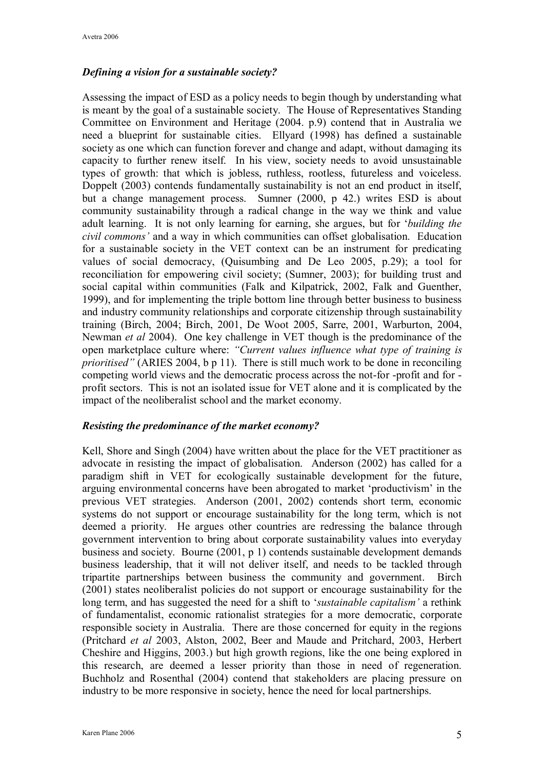### *Defining a vision for a sustainable society?*

Assessing the impact of ESD as a policy needs to begin though by understanding what is meant by the goal of a sustainable society. The House of Representatives Standing Committee on Environment and Heritage (2004. p.9) contend that in Australia we need a blueprint for sustainable cities. Ellyard (1998) has defined a sustainable society as one which can function forever and change and adapt, without damaging its capacity to further renew itself. In his view, society needs to avoid unsustainable types of growth: that which is jobless, ruthless, rootless, futureless and voiceless. Doppelt (2003) contends fundamentally sustainability is not an end product in itself, but a change management process. Sumner (2000, p 42.) writes ESD is about community sustainability through a radical change in the way we think and value adult learning. It is not only learning for earning, she argues, but for '*building the civil commons'* and a way in which communities can offset globalisation. Education for a sustainable society in the VET context can be an instrument for predicating values of social democracy, (Quisumbing and De Leo 2005, p.29); a tool for reconciliation for empowering civil society; (Sumner, 2003); for building trust and social capital within communities (Falk and Kilpatrick, 2002, Falk and Guenther, 1999), and for implementing the triple bottom line through better business to business and industry community relationships and corporate citizenship through sustainability training (Birch, 2004; Birch, 2001, De Woot 2005, Sarre, 2001, Warburton, 2004, Newman *et al* 2004). One key challenge in VET though is the predominance of the open marketplace culture where: *"Current values influence what type of training is prioritised"* (ARIES 2004, b p 11). There is still much work to be done in reconciling competing world views and the democratic process across the not-for -profit and for -profit sectors. This is not an isolated issue for VET alone and it is complicated by the impact of the neoliberalist school and the market economy.

### *Resisting the predominance of the market economy?*

Kell, Shore and Singh (2004) have written about the place for the VET practitioner as advocate in resisting the impact of globalisation. Anderson (2002) has called for a paradigm shift in VET for ecologically sustainable development for the future, arguing environmental concerns have been abrogated to market 'productivism' in the previous VET strategies. Anderson (2001, 2002) contends short term, economic systems do not support or encourage sustainability for the long term, which is not deemed a priority. He argues other countries are redressing the balance through government intervention to bring about corporate sustainability values into everyday business and society. Bourne (2001, p 1) contends sustainable development demands business leadership, that it will not deliver itself, and needs to be tackled through tripartite partnerships between business the community and government. Birch (2001) states neoliberalist policies do not support or encourage sustainability for the long term, and has suggested the need for a shift to '*sustainable capitalism'* a rethink of fundamentalist, economic rationalist strategies for a more democratic, corporate responsible society in Australia. There are those concerned for equity in the regions (Pritchard *et al* 2003, Alston, 2002, Beer and Maude and Pritchard, 2003, Herbert Cheshire and Higgins, 2003.) but high growth regions, like the one being explored in this research, are deemed a lesser priority than those in need of regeneration. Buchholz and Rosenthal (2004) contend that stakeholders are placing pressure on industry to be more responsive in society, hence the need for local partnerships.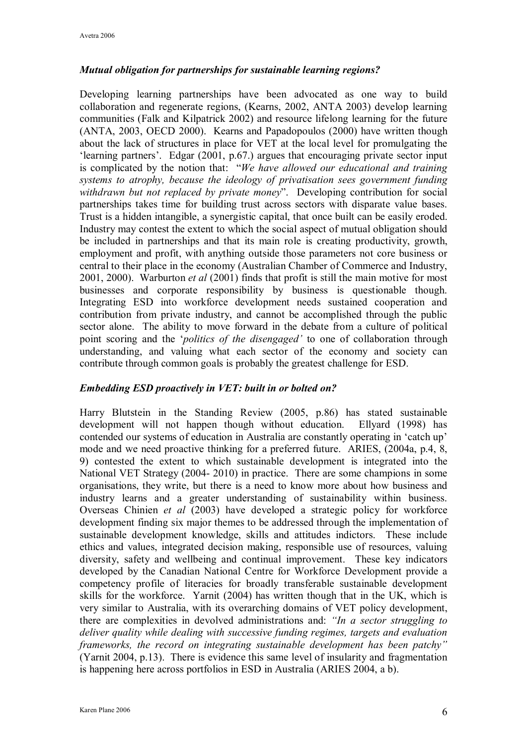### *Mutual obligation for partnerships for sustainable learning regions?*

Developing learning partnerships have been advocated as one way to build collaboration and regenerate regions, (Kearns, 2002, ANTA 2003) develop learning communities (Falk and Kilpatrick 2002) and resource lifelong learning for the future (ANTA, 2003, OECD 2000). Kearns and Papadopoulos (2000) have written though about the lack of structures in place for VET at the local level for promulgating the 'learning partners'. Edgar (2001, p.67.) argues that encouraging private sector input is complicated by the notion that: "*We have allowed our educational and training systems to atrophy, because the ideology of privatisation sees government funding withdrawn but not replaced by private money*". Developing contribution for social partnerships takes time for building trust across sectors with disparate value bases. Trust is a hidden intangible, a synergistic capital, that once built can be easily eroded. Industry may contest the extent to which the social aspect of mutual obligation should be included in partnerships and that its main role is creating productivity, growth, employment and profit, with anything outside those parameters not core business or central to their place in the economy (Australian Chamber of Commerce and Industry, 2001, 2000). Warburton *et al* (2001) finds that profit is still the main motive for most businesses and corporate responsibility by business is questionable though. Integrating ESD into workforce development needs sustained cooperation and contribution from private industry, and cannot be accomplished through the public sector alone. The ability to move forward in the debate from a culture of political point scoring and the '*politics of the disengaged'* to one of collaboration through understanding, and valuing what each sector of the economy and society can contribute through common goals is probably the greatest challenge for ESD.

### *Embedding ESD proactively in VET: built in or bolted on?*

Harry Blutstein in the Standing Review (2005, p.86) has stated sustainable development will not happen though without education. Ellyard (1998) has contended our systems of education in Australia are constantly operating in 'catch up' mode and we need proactive thinking for a preferred future. ARIES, (2004a, p.4, 8, 9) contested the extent to which sustainable development is integrated into the National VET Strategy (2004- 2010) in practice. There are some champions in some organisations, they write, but there is a need to know more about how business and industry learns and a greater understanding of sustainability within business. Overseas Chinien *et al* (2003) have developed a strategic policy for workforce development finding six major themes to be addressed through the implementation of sustainable development knowledge, skills and attitudes indictors. These include ethics and values, integrated decision making, responsible use of resources, valuing diversity, safety and wellbeing and continual improvement. These key indicators developed by the Canadian National Centre for Workforce Development provide a competency profile of literacies for broadly transferable sustainable development skills for the workforce. Yarnit (2004) has written though that in the UK, which is very similar to Australia, with its overarching domains of VET policy development, there are complexities in devolved administrations and: *"In a sector struggling to deliver quality while dealing with successive funding regimes, targets and evaluation frameworks, the record on integrating sustainable development has been patchy"* (Yarnit 2004, p.13). There is evidence this same level of insularity and fragmentation is happening here across portfolios in ESD in Australia (ARIES 2004, a b).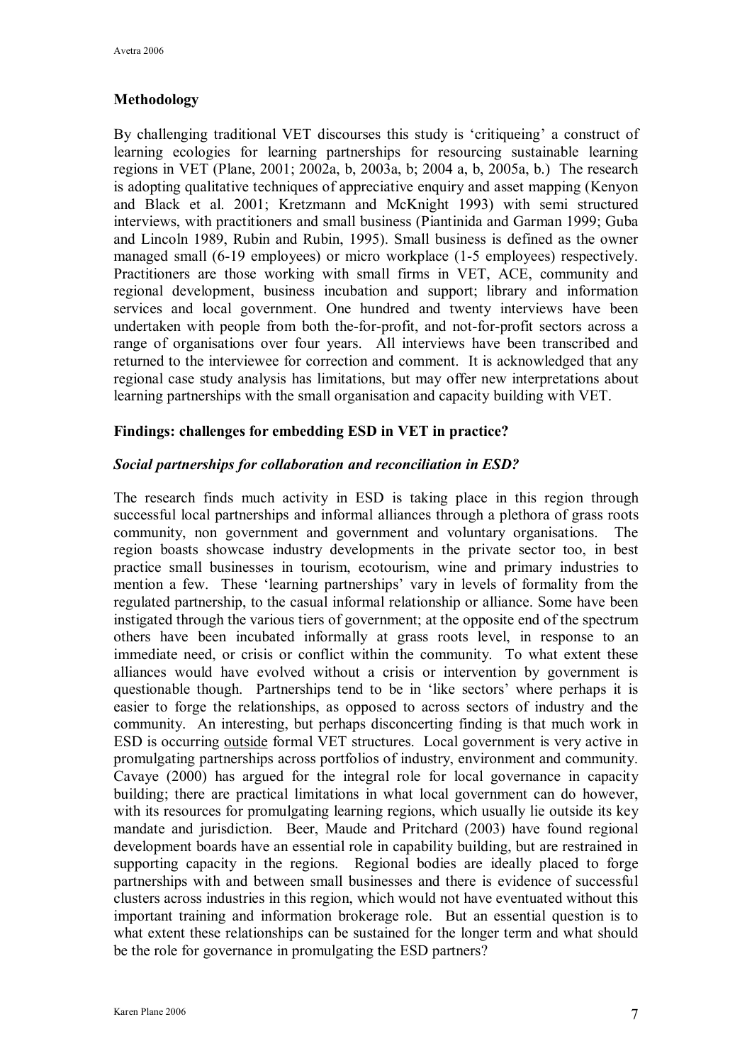## Methodology

By challenging traditional VET discourses this study is 'critiqueing' a construct of learning ecologies for learning partnerships for resourcing sustainable learning regions in VET (Plane, 2001; 2002a, b, 2003a, b; 2004 a, b, 2005a, b.) The research is adopting qualitative techniques of appreciative enquiry and asset mapping (Kenyon and Black et al. 2001; Kretzmann and McKnight 1993) with semi structured interviews, with practitioners and small business (Piantinida and Garman 1999; Guba and Lincoln 1989, Rubin and Rubin, 1995). Small business is defined as the owner managed small (6-19 employees) or micro workplace (1-5 employees) respectively. Practitioners are those working with small firms in VET, ACE, community and regional development, business incubation and support; library and information services and local government. One hundred and twenty interviews have been undertaken with people from both the-for-profit, and not-for-profit sectors across a range of organisations over four years. All interviews have been transcribed and returned to the interviewee for correction and comment. It is acknowledged that any regional case study analysis has limitations, but may offer new interpretations about learning partnerships with the small organisation and capacity building with VET.

## Findings: challenges for embedding ESD in VET in practice?

### *Social partnerships for collaboration and reconciliation in ESD?*

The research finds much activity in ESD is taking place in this region through successful local partnerships and informal alliances through a plethora of grass roots community, non government and government and voluntary organisations. The region boasts showcase industry developments in the private sector too, in best practice small businesses in tourism, ecotourism, wine and primary industries to mention a few. These 'learning partnerships' vary in levels of formality from the regulated partnership, to the casual informal relationship or alliance. Some have been instigated through the various tiers of government; at the opposite end of the spectrum others have been incubated informally at grass roots level, in response to an immediate need, or crisis or conflict within the community. To what extent these alliances would have evolved without a crisis or intervention by government is questionable though. Partnerships tend to be in 'like sectors' where perhaps it is easier to forge the relationships, as opposed to across sectors of industry and the community. An interesting, but perhaps disconcerting finding is that much work in ESD is occurring <u>outside</u> formal VET structures. Local government is very active in promulgating partnerships across portfolios of industry, environment and community. Cavaye (2000) has argued for the integral role for local governance in capacity building; there are practical limitations in what local government can do however, with its resources for promulgating learning regions, which usually lie outside its key mandate and jurisdiction. Beer, Maude and Pritchard (2003) have found regional development boards have an essential role in capability building, but are restrained in supporting capacity in the regions. Regional bodies are ideally placed to forge partnerships with and between small businesses and there is evidence of successful clusters across industries in this region, which would not have eventuated without this important training and information brokerage role. But an essential question is to what extent these relationships can be sustained for the longer term and what should be the role for governance in promulgating the ESD partners?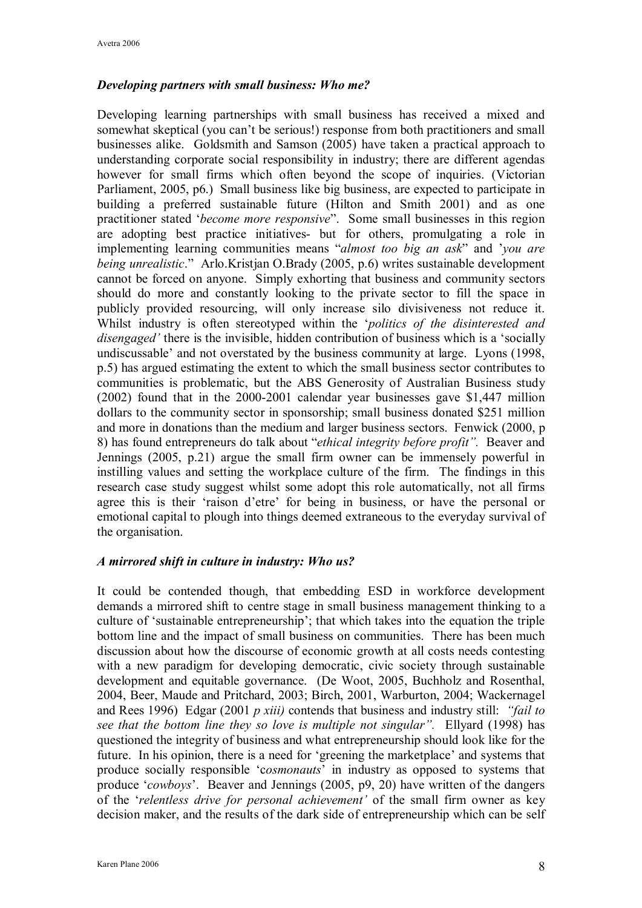### *Developing partners with small business: Who me?*

Developing learning partnerships with small business has received a mixed and somewhat skeptical (you can't be serious!) response from both practitioners and small businesses alike. Goldsmith and Samson (2005) have taken a practical approach to understanding corporate social responsibility in industry; there are different agendas however for small firms which often beyond the scope of inquiries. (Victorian Parliament, 2005, p6.) Small business like big business, are expected to participate in building a preferred sustainable future (Hilton and Smith 2001) and as one practitioner stated '*become more responsive*". Some small businesses in this region are adopting best practice initiatives- but for others, promulgating a role in implementing learning communities means "*almost too big an ask*" and '*you are being unrealistic*." Arlo.Kristjan O.Brady (2005, p.6) writes sustainable development cannot be forced on anyone. Simply exhorting that business and community sectors should do more and constantly looking to the private sector to fill the space in publicly provided resourcing, will only increase silo divisiveness not reduce it. Whilst industry is often stereotyped within the '*politics of the disinterested and disengaged'* there is the invisible, hidden contribution of business which is a 'socially undiscussable' and not overstated by the business community at large. Lyons (1998, p.5) has argued estimating the extent to which the small business sector contributes to communities is problematic, but the ABS Generosity of Australian Business study (2002) found that in the 2000-2001 calendar year businesses gave $1,447 million dollars to the community sector in sponsorship; small business donated $251 million and more in donations than the medium and larger business sectors. Fenwick (2000, p 8) has found entrepreneurs do talk about "*ethical integrity before profit".* Beaver and Jennings (2005, p.21) argue the small firm owner can be immensely powerful in instilling values and setting the workplace culture of the firm. The findings in this research case study suggest whilst some adopt this role automatically, not all firms agree this is their 'raison d'etre' for being in business, or have the personal or emotional capital to plough into things deemed extraneous to the everyday survival of the organisation.

### *A mirrored shift in culture in industry: Who us?*

It could be contended though, that embedding ESD in workforce development demands a mirrored shift to centre stage in small business management thinking to a culture of 'sustainable entrepreneurship'; that which takes into the equation the triple bottom line and the impact of small business on communities. There has been much discussion about how the discourse of economic growth at all costs needs contesting with a new paradigm for developing democratic, civic society through sustainable development and equitable governance. (De Woot, 2005, Buchholz and Rosenthal, 2004, Beer, Maude and Pritchard, 2003; Birch, 2001, Warburton, 2004; Wackernagel and Rees 1996) Edgar (2001 *p xiii)* contends that business and industry still: *"fail to see that the bottom line they so love is multiple not singular".* Ellyard (1998) has questioned the integrity of business and what entrepreneurship should look like for the future. In his opinion, there is a need for 'greening the marketplace' and systems that produce socially responsible 'c*osmonauts*' in industry as opposed to systems that produce '*cowboys*'. Beaver and Jennings (2005, p9, 20) have written of the dangers of the '*relentless drive for personal achievement'* of the small firm owner as key decision maker, and the results of the dark side of entrepreneurship which can be self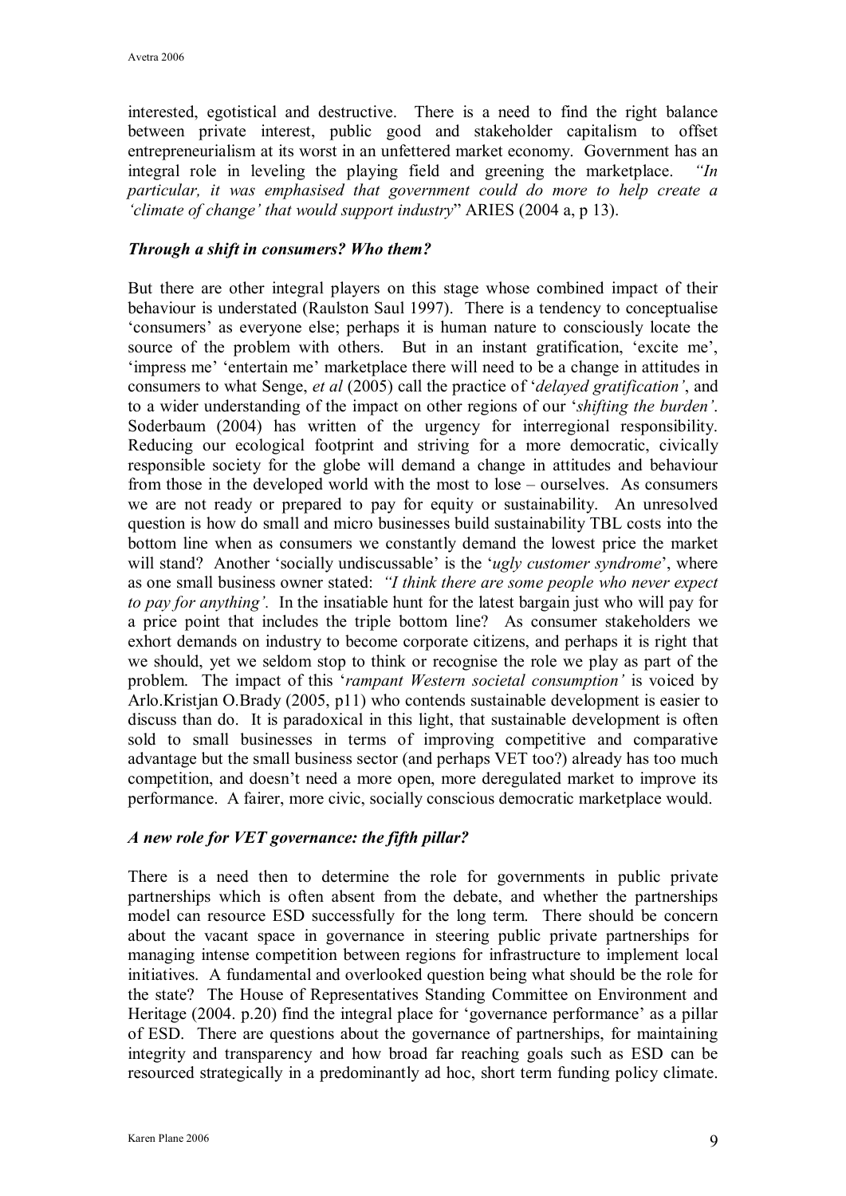interested, egotistical and destructive. There is a need to find the right balance between private interest, public good and stakeholder capitalism to offset entrepreneurialism at its worst in an unfettered market economy. Government has an integral role in leveling the playing field and greening the marketplace. *"In particular, it was emphasised that government could do more to help create a 'climate of change' that would support industry*" ARIES (2004 a, p 13).

### *Through a shift in consumers? Who them?*

But there are other integral players on this stage whose combined impact of their behaviour is understated (Raulston Saul 1997). There is a tendency to conceptualise 'consumers' as everyone else; perhaps it is human nature to consciously locate the source of the problem with others. But in an instant gratification, 'excite me', 'impress me' 'entertain me' marketplace there will need to be a change in attitudes in consumers to what Senge, *et al* (2005) call the practice of '*delayed gratification'*, and to a wider understanding of the impact on other regions of our '*shifting the burden'*. Soderbaum (2004) has written of the urgency for interregional responsibility. Reducing our ecological footprint and striving for a more democratic, civically responsible society for the globe will demand a change in attitudes and behaviour from those in the developed world with the most to lose – ourselves. As consumers we are not ready or prepared to pay for equity or sustainability. An unresolved question is how do small and micro businesses build sustainability TBL costs into the bottom line when as consumers we constantly demand the lowest price the market will stand? Another 'socially undiscussable' is the '*ugly customer syndrome*', where as one small business owner stated: *"I think there are some people who never expect to pay for anything'*. In the insatiable hunt for the latest bargain just who will pay for a price point that includes the triple bottom line? As consumer stakeholders we exhort demands on industry to become corporate citizens, and perhaps it is right that we should, yet we seldom stop to think or recognise the role we play as part of the problem. The impact of this '*rampant Western societal consumption'* is voiced by Arlo.Kristjan O.Brady (2005, p11) who contends sustainable development is easier to discuss than do. It is paradoxical in this light, that sustainable development is often sold to small businesses in terms of improving competitive and comparative advantage but the small business sector (and perhaps VET too?) already has too much competition, and doesn't need a more open, more deregulated market to improve its performance. A fairer, more civic, socially conscious democratic marketplace would.

### *A new role for VET governance: the fifth pillar?*

There is a need then to determine the role for governments in public private partnerships which is often absent from the debate, and whether the partnerships model can resource ESD successfully for the long term. There should be concern about the vacant space in governance in steering public private partnerships for managing intense competition between regions for infrastructure to implement local initiatives. A fundamental and overlooked question being what should be the role for the state? The House of Representatives Standing Committee on Environment and Heritage (2004. p.20) find the integral place for 'governance performance' as a pillar of ESD. There are questions about the governance of partnerships, for maintaining integrity and transparency and how broad far reaching goals such as ESD can be resourced strategically in a predominantly ad hoc, short term funding policy climate.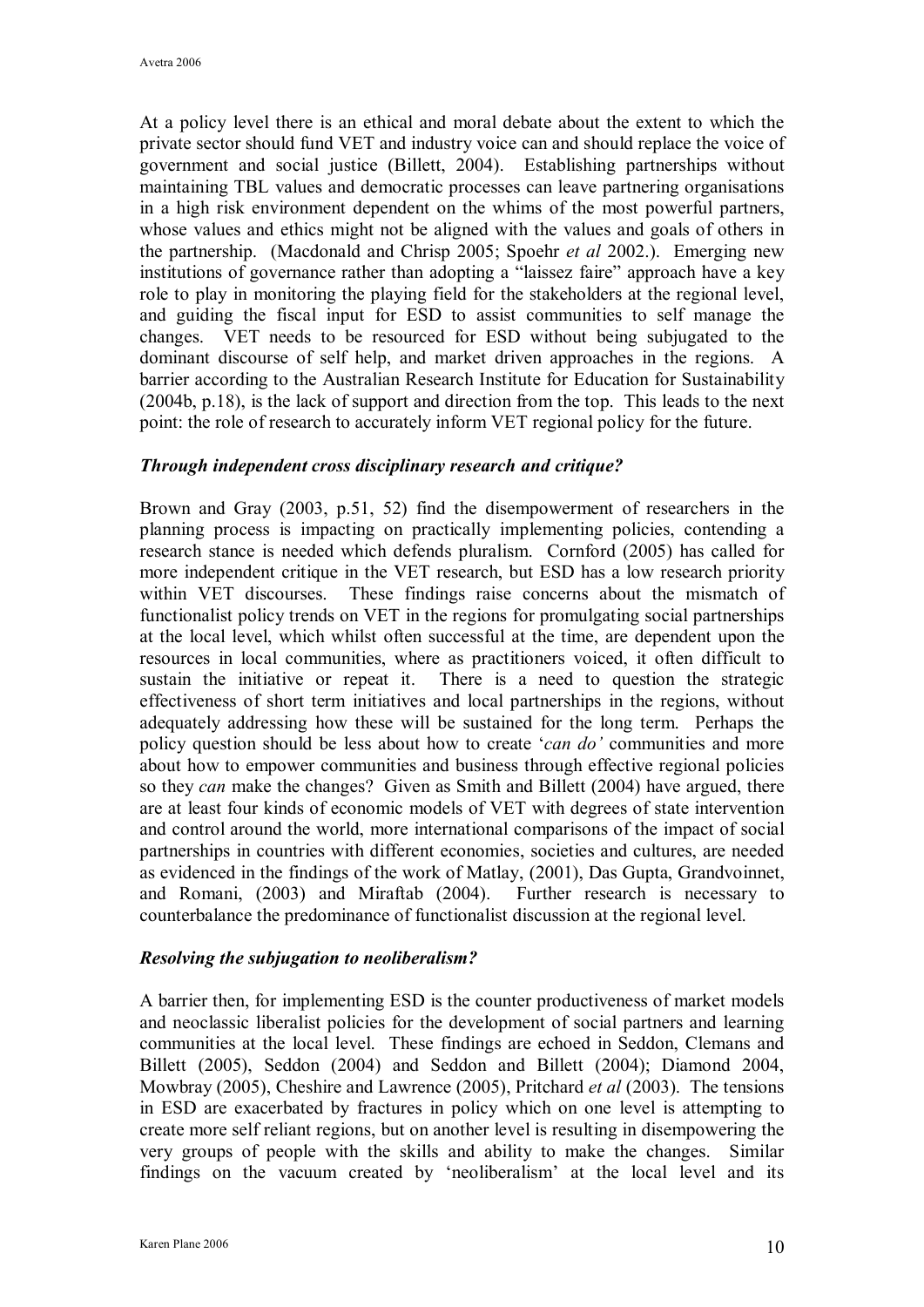At a policy level there is an ethical and moral debate about the extent to which the private sector should fund VET and industry voice can and should replace the voice of government and social justice (Billett, 2004). Establishing partnerships without maintaining TBL values and democratic processes can leave partnering organisations in a high risk environment dependent on the whims of the most powerful partners, whose values and ethics might not be aligned with the values and goals of others in the partnership. (Macdonald and Chrisp 2005; Spoehr *et al* 2002.). Emerging new institutions of governance rather than adopting a "laissez faire" approach have a key role to play in monitoring the playing field for the stakeholders at the regional level, and guiding the fiscal input for ESD to assist communities to self manage the changes. VET needs to be resourced for ESD without being subjugated to the dominant discourse of self help, and market driven approaches in the regions. A barrier according to the Australian Research Institute for Education for Sustainability (2004b, p.18), is the lack of support and direction from the top. This leads to the next point: the role of research to accurately inform VET regional policy for the future.

### *Through independent cross disciplinary research and critique?*

Brown and Gray (2003, p.51, 52) find the disempowerment of researchers in the planning process is impacting on practically implementing policies, contending a research stance is needed which defends pluralism. Cornford (2005) has called for more independent critique in the VET research, but ESD has a low research priority within VET discourses. These findings raise concerns about the mismatch of functionalist policy trends on VET in the regions for promulgating social partnerships at the local level, which whilst often successful at the time, are dependent upon the resources in local communities, where as practitioners voiced, it often difficult to sustain the initiative or repeat it. There is a need to question the strategic effectiveness of short term initiatives and local partnerships in the regions, without adequately addressing how these will be sustained for the long term. Perhaps the policy question should be less about how to create '*can do'* communities and more about how to empower communities and business through effective regional policies so they *can* make the changes? Given as Smith and Billett (2004) have argued, there are at least four kinds of economic models of VET with degrees of state intervention and control around the world, more international comparisons of the impact of social partnerships in countries with different economies, societies and cultures, are needed as evidenced in the findings of the work of Matlay, (2001), Das Gupta, Grandvoinnet, and Romani, (2003) and Miraftab (2004). Further research is necessary to counterbalance the predominance of functionalist discussion at the regional level.

### *Resolving the subjugation to neoliberalism?*

A barrier then, for implementing ESD is the counter productiveness of market models and neoclassic liberalist policies for the development of social partners and learning communities at the local level. These findings are echoed in Seddon, Clemans and Billett (2005), Seddon (2004) and Seddon and Billett (2004); Diamond 2004, Mowbray (2005), Cheshire and Lawrence (2005), Pritchard *et al* (2003). The tensions in ESD are exacerbated by fractures in policy which on one level is attempting to create more self reliant regions, but on another level is resulting in disempowering the very groups of people with the skills and ability to make the changes. Similar findings on the vacuum created by 'neoliberalism' at the local level and its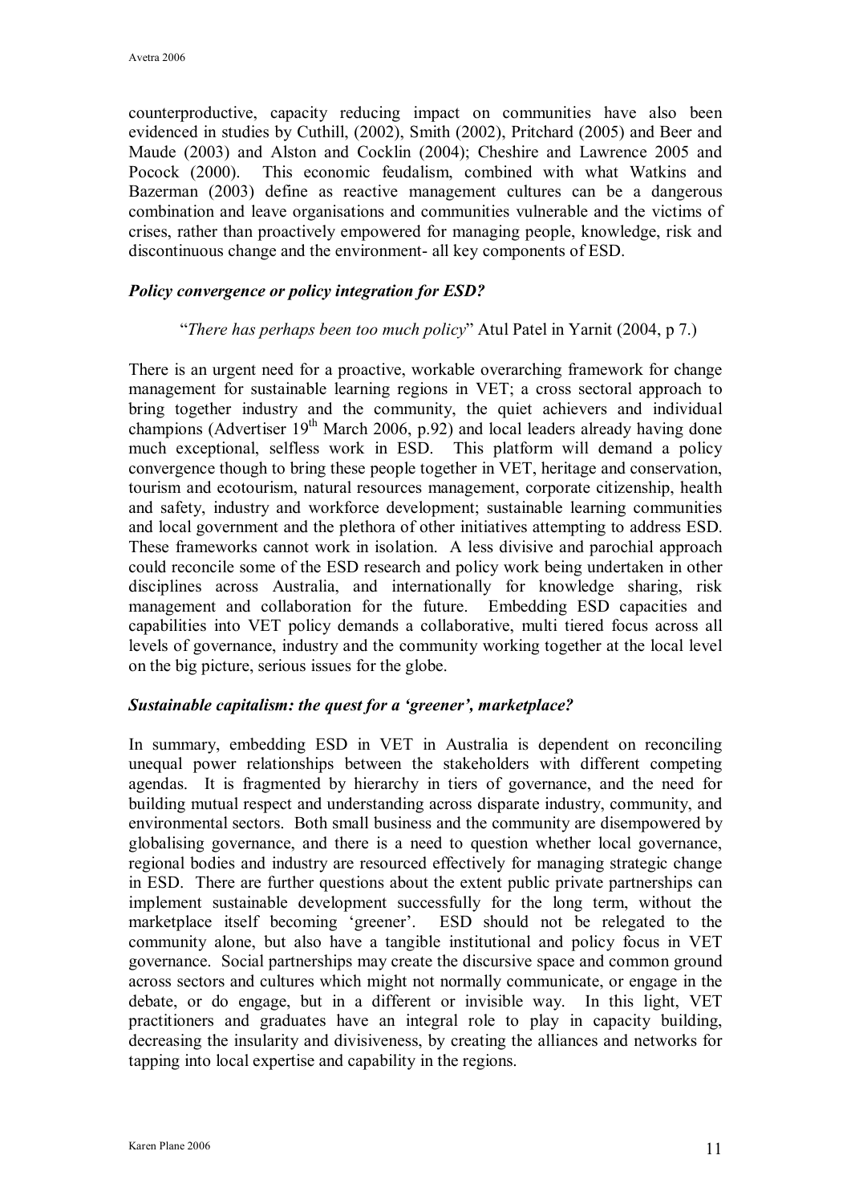counterproductive, capacity reducing impact on communities have also been evidenced in studies by Cuthill, (2002), Smith (2002), Pritchard (2005) and Beer and Maude (2003) and Alston and Cocklin (2004); Cheshire and Lawrence 2005 and Pocock (2000). This economic feudalism, combined with what Watkins and Bazerman (2003) define as reactive management cultures can be a dangerous combination and leave organisations and communities vulnerable and the victims of crises, rather than proactively empowered for managing people, knowledge, risk and discontinuous change and the environment- all key components of ESD.

### *Policy convergence or policy integration for ESD?*

> "*There has perhaps been too much policy*" Atul Patel in Yarnit (2004, p 7.)

There is an urgent need for a proactive, workable overarching framework for change management for sustainable learning regions in VET; a cross sectoral approach to bring together industry and the community, the quiet achievers and individual champions (Advertiser 19th March 2006, p.92) and local leaders already having done much exceptional, selfless work in ESD. This platform will demand a policy convergence though to bring these people together in VET, heritage and conservation, tourism and ecotourism, natural resources management, corporate citizenship, health and safety, industry and workforce development; sustainable learning communities and local government and the plethora of other initiatives attempting to address ESD. These frameworks cannot work in isolation. A less divisive and parochial approach could reconcile some of the ESD research and policy work being undertaken in other disciplines across Australia, and internationally for knowledge sharing, risk management and collaboration for the future. Embedding ESD capacities and capabilities into VET policy demands a collaborative, multi tiered focus across all levels of governance, industry and the community working together at the local level on the big picture, serious issues for the globe.

### *Sustainable capitalism: the quest for a 'greener', marketplace?*

In summary, embedding ESD in VET in Australia is dependent on reconciling unequal power relationships between the stakeholders with different competing agendas. It is fragmented by hierarchy in tiers of governance, and the need for building mutual respect and understanding across disparate industry, community, and environmental sectors. Both small business and the community are disempowered by globalising governance, and there is a need to question whether local governance, regional bodies and industry are resourced effectively for managing strategic change in ESD. There are further questions about the extent public private partnerships can implement sustainable development successfully for the long term, without the marketplace itself becoming 'greener'. ESD should not be relegated to the community alone, but also have a tangible institutional and policy focus in VET governance. Social partnerships may create the discursive space and common ground across sectors and cultures which might not normally communicate, or engage in the debate, or do engage, but in a different or invisible way. In this light, VET practitioners and graduates have an integral role to play in capacity building, decreasing the insularity and divisiveness, by creating the alliances and networks for tapping into local expertise and capability in the regions.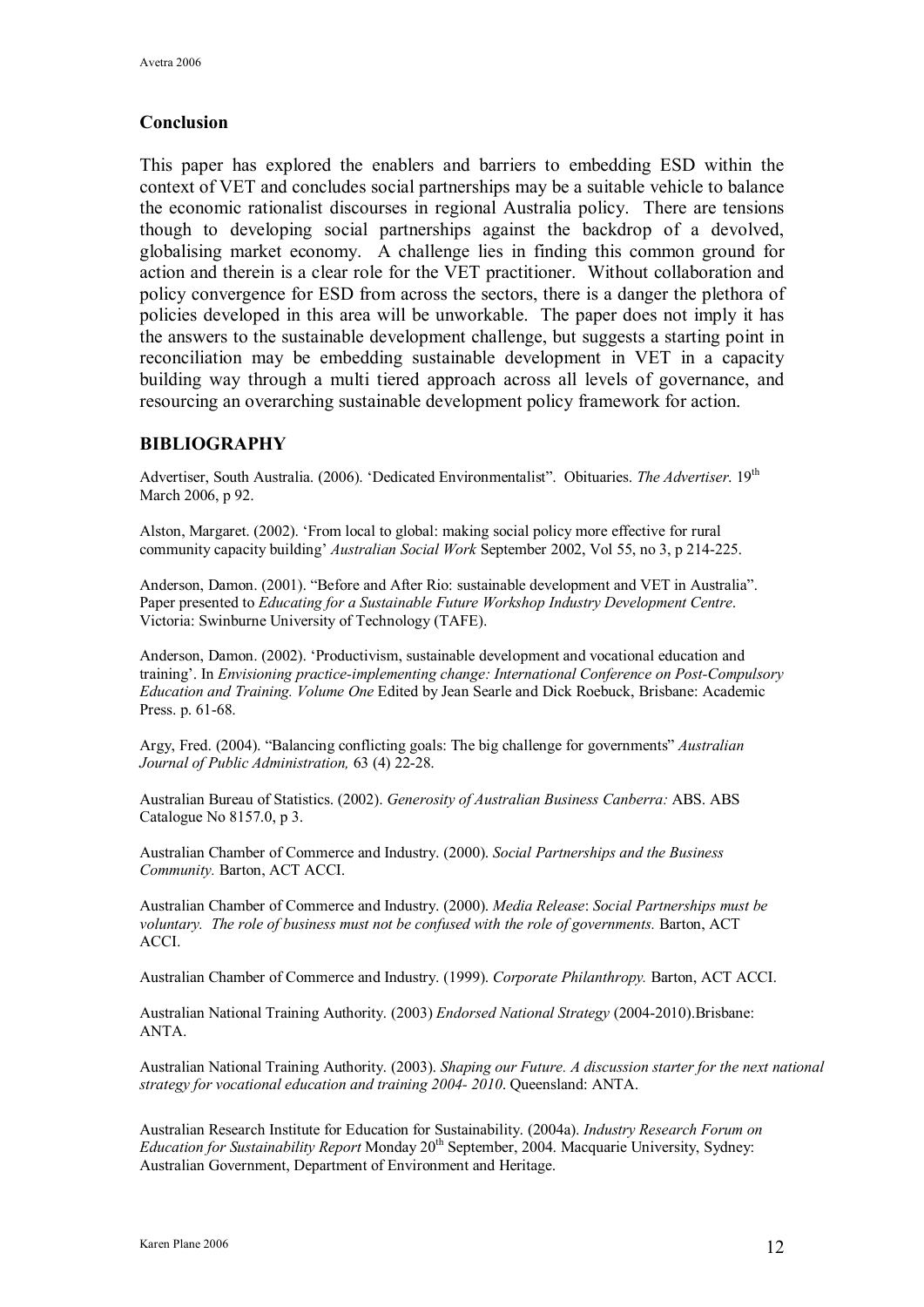## Conclusion

This paper has explored the enablers and barriers to embedding ESD within the context of VET and concludes social partnerships may be a suitable vehicle to balance the economic rationalist discourses in regional Australia policy. There are tensions though to developing social partnerships against the backdrop of a devolved, globalising market economy. A challenge lies in finding this common ground for action and therein is a clear role for the VET practitioner. Without collaboration and policy convergence for ESD from across the sectors, there is a danger the plethora of policies developed in this area will be unworkable. The paper does not imply it has the answers to the sustainable development challenge, but suggests a starting point in reconciliation may be embedding sustainable development in VET in a capacity building way through a multi tiered approach across all levels of governance, and resourcing an overarching sustainable development policy framework for action.

## BIBLIOGRAPHY

Advertiser, South Australia. (2006). 'Dedicated Environmentalist". Obituaries. *The Advertiser*. 19th March 2006, p 92.

Alston, Margaret. (2002). 'From local to global: making social policy more effective for rural community capacity building' *Australian Social Work* September 2002, Vol 55, no 3, p 214-225.

Anderson, Damon. (2001). "Before and After Rio: sustainable development and VET in Australia". Paper presented to *Educating for a Sustainable Future Workshop Industry Development Centre*. Victoria: Swinburne University of Technology (TAFE).

Anderson, Damon. (2002). 'Productivism, sustainable development and vocational education and training'. In *Envisioning practice-implementing change: International Conference on Post-Compulsory Education and Training. Volume One* Edited by Jean Searle and Dick Roebuck, Brisbane: Academic Press. p. 61-68.

Argy, Fred. (2004). "Balancing conflicting goals: The big challenge for governments" *Australian Journal of Public Administration,* 63 (4) 22-28.

Australian Bureau of Statistics. (2002). *Generosity of Australian Business Canberra:* ABS. ABS Catalogue No 8157.0, p 3.

Australian Chamber of Commerce and Industry. (2000). *Social Partnerships and the Business Community.* Barton, ACT ACCI.

Australian Chamber of Commerce and Industry. (2000). *Media Release*: *Social Partnerships must be voluntary. The role of business must not be confused with the role of governments.* Barton, ACT ACCI.

Australian Chamber of Commerce and Industry. (1999). *Corporate Philanthropy.* Barton, ACT ACCI.

Australian National Training Authority. (2003) *Endorsed National Strategy* (2004-2010).Brisbane: ANTA.

Australian National Training Authority. (2003). *Shaping our Future. A discussion starter for the next national strategy for vocational education and training 2004- 2010*. Queensland: ANTA.

Australian Research Institute for Education for Sustainability. (2004a). *Industry Research Forum on Education for Sustainability Report* Monday 20th September, 2004. Macquarie University, Sydney: Australian Government, Department of Environment and Heritage.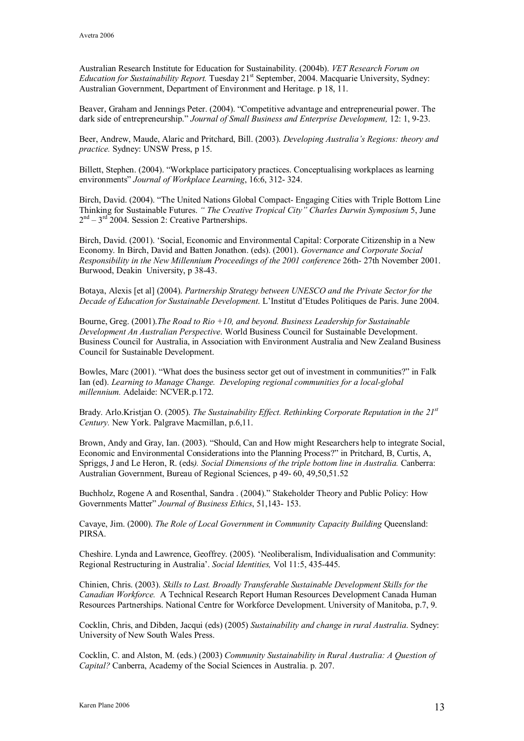Australian Research Institute for Education for Sustainability. (2004b). *VET Research Forum on Education for Sustainability Report.* Tuesday 21st September, 2004. Macquarie University, Sydney: Australian Government, Department of Environment and Heritage. p 18, 11.

Beaver, Graham and Jennings Peter. (2004). "Competitive advantage and entrepreneurial power. The dark side of entrepreneurship." *Journal of Small Business and Enterprise Development,* 12: 1, 9-23.

Beer, Andrew, Maude, Alaric and Pritchard, Bill. (2003). *Developing Australia's Regions: theory and practice.* Sydney: UNSW Press, p 15.

Billett, Stephen. (2004). "Workplace participatory practices. Conceptualising workplaces as learning environments" *Journal of Workplace Learning*, 16:6, 312- 324.

Birch, David. (2004). "The United Nations Global Compact- Engaging Cities with Triple Bottom Line Thinking for Sustainable Futures. *" The Creative Tropical City" Charles Darwin Symposium* 5, June 2nd – 3rd 2004. Session 2: Creative Partnerships.

Birch, David. (2001). 'Social, Economic and Environmental Capital: Corporate Citizenship in a New Economy. In Birch, David and Batten Jonathon. (eds). (2001). *Governance and Corporate Social Responsibility in the New Millennium Proceedings of the 2001 conference* 26th- 27th November 2001. Burwood, Deakin University, p 38-43.

Botaya, Alexis [et al] (2004). *Partnership Strategy between UNESCO and the Private Sector for the Decade of Education for Sustainable Development.* L'Institut d'Etudes Politiques de Paris. June 2004.

Bourne, Greg. (2001).*The Road to Rio +10, and beyond. Business Leadership for Sustainable Development An Australian Perspective*. World Business Council for Sustainable Development. Business Council for Australia, in Association with Environment Australia and New Zealand Business Council for Sustainable Development.

Bowles, Marc (2001). "What does the business sector get out of investment in communities?" in Falk Ian (ed). *Learning to Manage Change. Developing regional communities for a local-global millennium.* Adelaide: NCVER.p.172.

Brady. Arlo.Kristjan O. (2005). *The Sustainability Effect. Rethinking Corporate Reputation in the 21st Century.* New York. Palgrave Macmillan, p.6,11.

Brown, Andy and Gray, Ian. (2003). "Should, Can and How might Researchers help to integrate Social, Economic and Environmental Considerations into the Planning Process?" in Pritchard, B, Curtis, A, Spriggs, J and Le Heron, R. (eds*). Social Dimensions of the triple bottom line in Australia.* Canberra: Australian Government, Bureau of Regional Sciences, p 49- 60, 49,50,51.52

Buchholz, Rogene A and Rosenthal, Sandra . (2004)." Stakeholder Theory and Public Policy: How Governments Matter" *Journal of Business Ethics*, 51,143- 153.

Cavaye, Jim. (2000). *The Role of Local Government in Community Capacity Building* Queensland: PIRSA.

Cheshire. Lynda and Lawrence, Geoffrey. (2005). 'Neoliberalism, Individualisation and Community: Regional Restructuring in Australia'. *Social Identities,* Vol 11:5, 435-445.

Chinien, Chris. (2003). *Skills to Last. Broadly Transferable Sustainable Development Skills for the Canadian Workforce.* A Technical Research Report Human Resources Development Canada Human Resources Partnerships. National Centre for Workforce Development. University of Manitoba, p.7, 9.

Cocklin, Chris, and Dibden, Jacqui (eds) (2005) *Sustainability and change in rural Australia*. Sydney: University of New South Wales Press.

Cocklin, C. and Alston, M. (eds.) (2003) *Community Sustainability in Rural Australia: A Question of Capital?* Canberra, Academy of the Social Sciences in Australia. p. 207.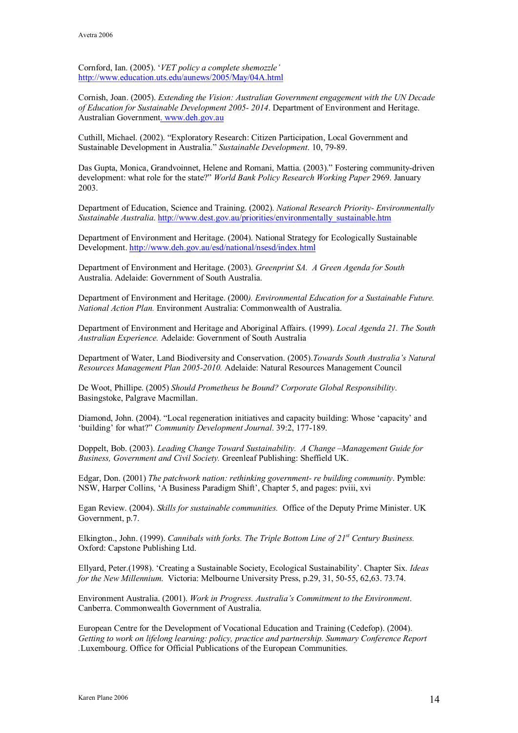Cornford, Ian. (2005). '*VET policy a complete shemozzle'* http://www.education.uts.edu/aunews/2005/May/04A.html

Cornish, Joan. (2005). *Extending the Vision: Australian Government engagement with the UN Decade of Education for Sustainable Development 2005- 2014*. Department of Environment and Heritage. Australian Government. www.deh.gov.au

Cuthill, Michael. (2002). "Exploratory Research: Citizen Participation, Local Government and Sustainable Development in Australia." *Sustainable Development*. 10, 79-89.

Das Gupta, Monica, Grandvoinnet, Helene and Romani, Mattia. (2003)." Fostering community-driven development: what role for the state?" *World Bank Policy Research Working Paper* 2969. January 2003.

Department of Education, Science and Training. (2002). *National Research Priority- Environmentally Sustainable Australia*. http://www.dest.gov.au/priorities/environmentally_sustainable.htm

Department of Environment and Heritage. (2004). National Strategy for Ecologically Sustainable Development. http://www.deh.gov.au/esd/national/nsesd/index.html

Department of Environment and Heritage. (2003). *Greenprint SA. A Green Agenda for South* Australia. Adelaide: Government of South Australia.

Department of Environment and Heritage. (2000*). Environmental Education for a Sustainable Future. National Action Plan.* Environment Australia: Commonwealth of Australia.

Department of Environment and Heritage and Aboriginal Affairs. (1999). *Local Agenda 21. The South Australian Experience.* Adelaide: Government of South Australia

Department of Water, Land Biodiversity and Conservation. (2005).*Towards South Australia's Natural Resources Management Plan 2005-2010.* Adelaide: Natural Resources Management Council

De Woot, Phillipe. (2005) *Should Prometheus be Bound? Corporate Global Responsibility.* Basingstoke, Palgrave Macmillan.

Diamond, John. (2004). "Local regeneration initiatives and capacity building: Whose 'capacity' and 'building' for what?" *Community Development Journal*. 39:2, 177-189.

Doppelt, Bob. (2003). *Leading Change Toward Sustainability. A Change –Management Guide for Business, Government and Civil Society.* Greenleaf Publishing: Sheffield UK.

Edgar, Don. (2001) *The patchwork nation: rethinking government- re building community*. Pymble: NSW, Harper Collins, 'A Business Paradigm Shift', Chapter 5, and pages: pviii, xvi

Egan Review. (2004). *Skills for sustainable communities.* Office of the Deputy Prime Minister. UK Government, p.7.

Elkington., John. (1999). *Cannibals with forks. The Triple Bottom Line of 21st Century Business.* Oxford: Capstone Publishing Ltd.

Ellyard, Peter.(1998). 'Creating a Sustainable Society, Ecological Sustainability'. Chapter Six. *Ideas for the New Millennium.* Victoria: Melbourne University Press, p.29, 31, 50-55, 62,63. 73.74.

Environment Australia. (2001). *Work in Progress. Australia's Commitment to the Environment*. Canberra. Commonwealth Government of Australia.

European Centre for the Development of Vocational Education and Training (Cedefop). (2004). *Getting to work on lifelong learning: policy, practice and partnership. Summary Conference Report* .Luxembourg. Office for Official Publications of the European Communities.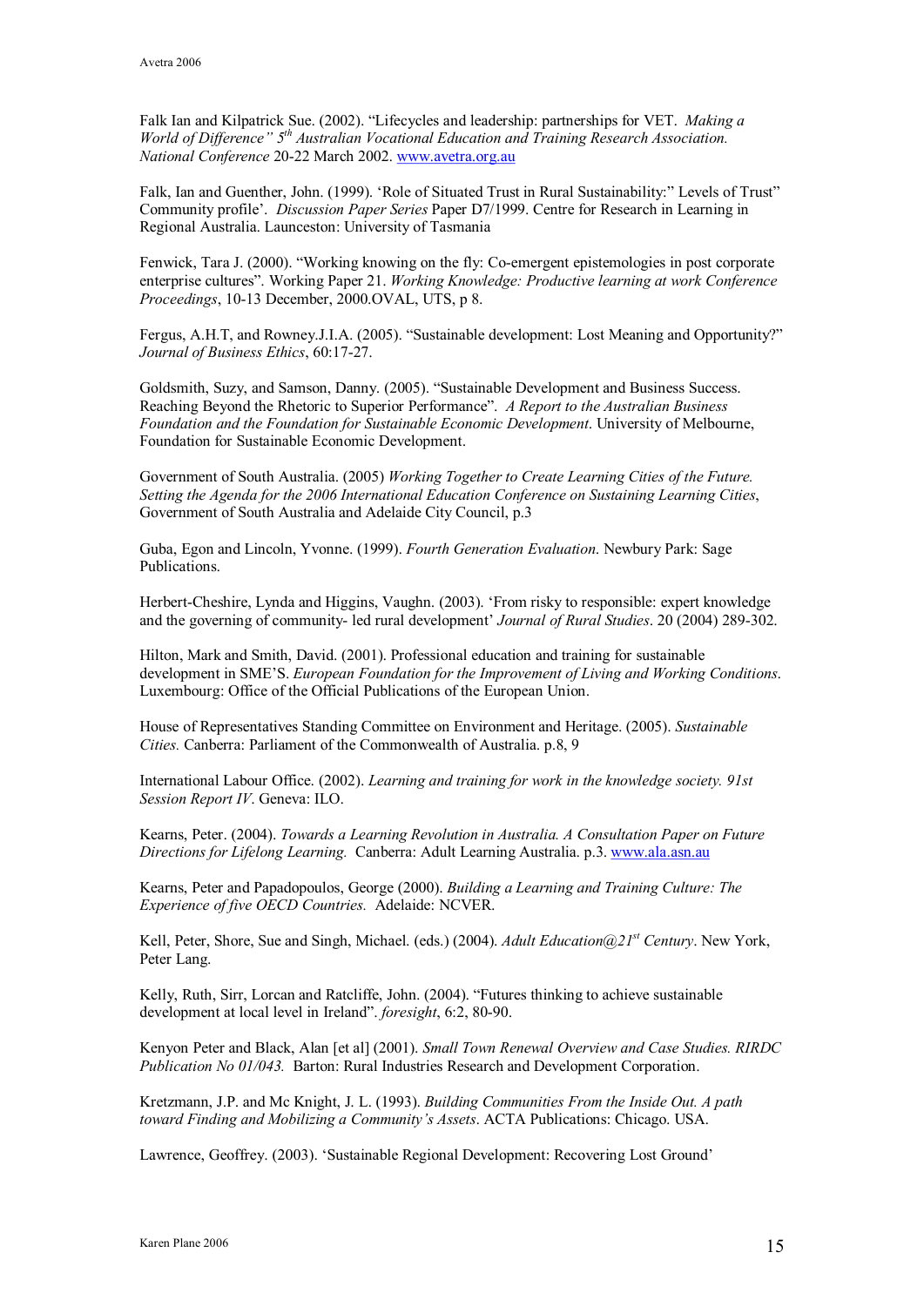Falk Ian and Kilpatrick Sue. (2002). "Lifecycles and leadership: partnerships for VET. *Making a World of Difference" 5th Australian Vocational Education and Training Research Association. National Conference* 20-22 March 2002. www.avetra.org.au

Falk, Ian and Guenther, John. (1999). 'Role of Situated Trust in Rural Sustainability:" Levels of Trust" Community profile'. *Discussion Paper Series* Paper D7/1999. Centre for Research in Learning in Regional Australia. Launceston: University of Tasmania

Fenwick, Tara J. (2000). "Working knowing on the fly: Co-emergent epistemologies in post corporate enterprise cultures". Working Paper 21. *Working Knowledge: Productive learning at work Conference Proceedings*, 10-13 December, 2000.OVAL, UTS, p 8.

Fergus, A.H.T, and Rowney.J.I.A. (2005). "Sustainable development: Lost Meaning and Opportunity?" *Journal of Business Ethics*, 60:17-27.

Goldsmith, Suzy, and Samson, Danny. (2005). "Sustainable Development and Business Success. Reaching Beyond the Rhetoric to Superior Performance". *A Report to the Australian Business Foundation and the Foundation for Sustainable Economic Development*. University of Melbourne, Foundation for Sustainable Economic Development.

Government of South Australia. (2005) *Working Together to Create Learning Cities of the Future. Setting the Agenda for the 2006 International Education Conference on Sustaining Learning Cities*, Government of South Australia and Adelaide City Council, p.3

Guba, Egon and Lincoln, Yvonne. (1999). *Fourth Generation Evaluation*. Newbury Park: Sage Publications.

Herbert-Cheshire, Lynda and Higgins, Vaughn. (2003). 'From risky to responsible: expert knowledge and the governing of community- led rural development' *Journal of Rural Studies*. 20 (2004) 289-302.

Hilton, Mark and Smith, David. (2001). Professional education and training for sustainable development in SME'S. *European Foundation for the Improvement of Living and Working Conditions*. Luxembourg: Office of the Official Publications of the European Union.

House of Representatives Standing Committee on Environment and Heritage. (2005). *Sustainable Cities.* Canberra: Parliament of the Commonwealth of Australia. p.8, 9

International Labour Office. (2002). *Learning and training for work in the knowledge society. 91st Session Report IV*. Geneva: ILO.

Kearns, Peter. (2004). *Towards a Learning Revolution in Australia. A Consultation Paper on Future Directions for Lifelong Learning.* Canberra: Adult Learning Australia. p.3. www.ala.asn.au

Kearns, Peter and Papadopoulos, George (2000). *Building a Learning and Training Culture: The Experience of five OECD Countries.* Adelaide: NCVER.

Kell, Peter, Shore, Sue and Singh, Michael. (eds.) (2004). *Adult Education@21st Century*. New York, Peter Lang.

Kelly, Ruth, Sirr, Lorcan and Ratcliffe, John. (2004). "Futures thinking to achieve sustainable development at local level in Ireland". *foresight*, 6:2, 80-90.

Kenyon Peter and Black, Alan [et al] (2001). *Small Town Renewal Overview and Case Studies. RIRDC Publication No 01/043.* Barton: Rural Industries Research and Development Corporation.

Kretzmann, J.P. and Mc Knight, J. L. (1993). *Building Communities From the Inside Out. A path toward Finding and Mobilizing a Community's Assets*. ACTA Publications: Chicago. USA.

Lawrence, Geoffrey. (2003). 'Sustainable Regional Development: Recovering Lost Ground'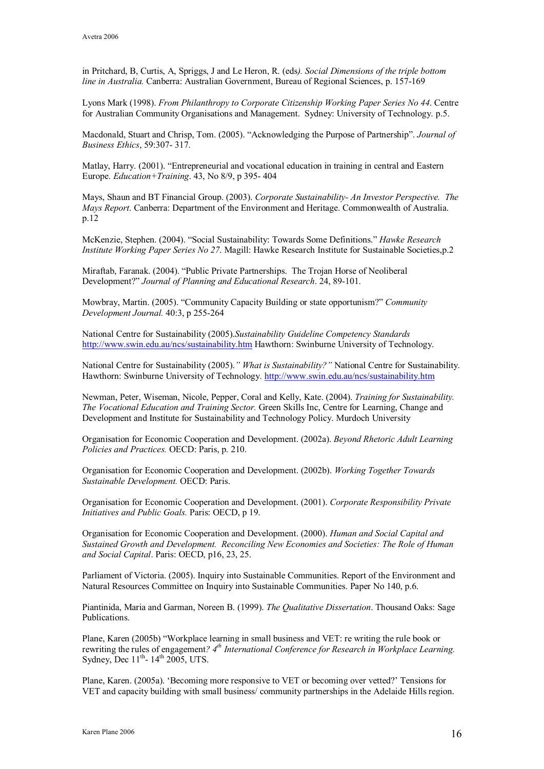in Pritchard, B, Curtis, A, Spriggs, J and Le Heron, R. (eds*). Social Dimensions of the triple bottom line in Australia.* Canberra: Australian Government, Bureau of Regional Sciences, p. 157-169

Lyons Mark (1998). *From Philanthropy to Corporate Citizenship Working Paper Series No 44*. Centre for Australian Community Organisations and Management. Sydney: University of Technology. p.5.

Macdonald, Stuart and Chrisp, Tom. (2005). "Acknowledging the Purpose of Partnership". *Journal of Business Ethics*, 59:307- 317.

Matlay, Harry. (2001). "Entrepreneurial and vocational education in training in central and Eastern Europe. *Education+Training*. 43, No 8/9, p 395- 404

Mays, Shaun and BT Financial Group. (2003). *Corporate Sustainability- An Investor Perspective. The Mays Report*. Canberra: Department of the Environment and Heritage. Commonwealth of Australia. p.12

McKenzie, Stephen. (2004). "Social Sustainability: Towards Some Definitions." *Hawke Research Institute Working Paper Series No 27*. Magill: Hawke Research Institute for Sustainable Societies,p.2

Miraftab, Faranak. (2004). "Public Private Partnerships. The Trojan Horse of Neoliberal Development?" *Journal of Planning and Educational Research*. 24, 89-101.

Mowbray, Martin. (2005). "Community Capacity Building or state opportunism?" *Community Development Journal.* 40:3, p 255-264

National Centre for Sustainability (2005).*Sustainability Guideline Competency Standards* http://www.swin.edu.au/ncs/sustainability.htm Hawthorn: Swinburne University of Technology.

National Centre for Sustainability (2005).*" What is Sustainability?"* National Centre for Sustainability. Hawthorn: Swinburne University of Technology. http://www.swin.edu.au/ncs/sustainability.htm

Newman, Peter, Wiseman, Nicole, Pepper, Coral and Kelly, Kate. (2004). *Training for Sustainability. The Vocational Education and Training Sector.* Green Skills Inc, Centre for Learning, Change and Development and Institute for Sustainability and Technology Policy. Murdoch University

Organisation for Economic Cooperation and Development. (2002a). *Beyond Rhetoric Adult Learning Policies and Practices.* OECD: Paris, p. 210.

Organisation for Economic Cooperation and Development. (2002b). *Working Together Towards Sustainable Development.* OECD: Paris.

Organisation for Economic Cooperation and Development. (2001). *Corporate Responsibility Private Initiatives and Public Goals.* Paris: OECD, p 19.

Organisation for Economic Cooperation and Development. (2000). *Human and Social Capital and Sustained Growth and Development. Reconciling New Economies and Societies: The Role of Human and Social Capital*. Paris: OECD, p16, 23, 25.

Parliament of Victoria. (2005). Inquiry into Sustainable Communities. Report of the Environment and Natural Resources Committee on Inquiry into Sustainable Communities. Paper No 140, p.6.

Piantinida, Maria and Garman, Noreen B. (1999). *The Qualitative Dissertation*. Thousand Oaks: Sage Publications.

Plane, Karen (2005b) "Workplace learning in small business and VET: re writing the rule book or rewriting the rules of engagement*? 4th International Conference for Research in Workplace Learning.* Sydney, Dec 11th- 14th 2005, UTS.

Plane, Karen. (2005a). 'Becoming more responsive to VET or becoming over vetted?' Tensions for VET and capacity building with small business/ community partnerships in the Adelaide Hills region.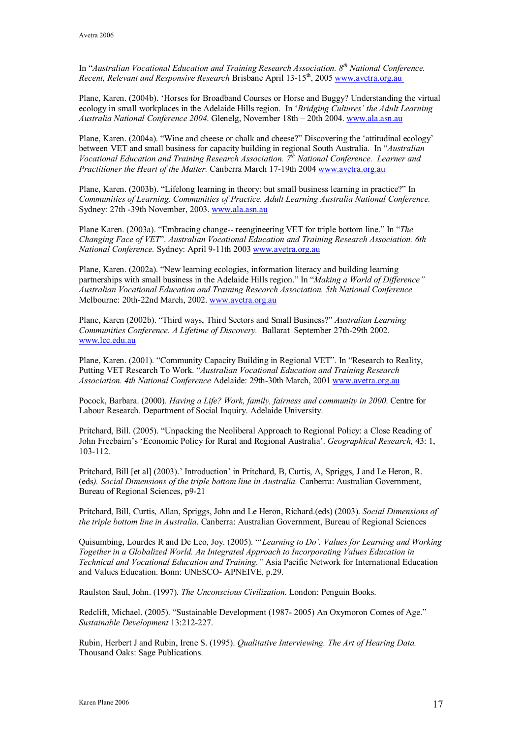In "*Australian Vocational Education and Training Research Association. 8th National Conference. Recent, Relevant and Responsive Research* Brisbane April 13-15th, 2005 www.avetra.org.au

Plane, Karen. (2004b). 'Horses for Broadband Courses or Horse and Buggy? Understanding the virtual ecology in small workplaces in the Adelaide Hills region. In '*Bridging Cultures' the Adult Learning Australia National Conference 2004*. Glenelg, November 18th – 20th 2004. www.ala.asn.au

Plane, Karen. (2004a). "Wine and cheese or chalk and cheese?" Discovering the 'attitudinal ecology' between VET and small business for capacity building in regional South Australia. In "*Australian Vocational Education and Training Research Association. 7th National Conference. Learner and Practitioner the Heart of the Matter.* Canberra March 17-19th 2004 www.avetra.org.au

Plane, Karen. (2003b). "Lifelong learning in theory: but small business learning in practice?" In *Communities of Learning, Communities of Practice. Adult Learning Australia National Conference.* Sydney: 27th -39th November, 2003. www.ala.asn.au

Plane Karen. (2003a). "Embracing change-- reengineering VET for triple bottom line." In "*The Changing Face of VET*". *Australian Vocational Education and Training Research Association. 6th National Conference.* Sydney: April 9-11th 2003 www.avetra.org.au

Plane, Karen. (2002a). "New learning ecologies, information literacy and building learning partnerships with small business in the Adelaide Hills region." In "*Making a World of Difference" Australian Vocational Education and Training Research Association. 5th National Conference* Melbourne: 20th-22nd March, 2002. www.avetra.org.au

Plane, Karen (2002b). "Third ways, Third Sectors and Small Business?" *Australian Learning Communities Conference. A Lifetime of Discovery.* Ballarat September 27th-29th 2002. www.lcc.edu.au

Plane, Karen. (2001). "Community Capacity Building in Regional VET". In "Research to Reality, Putting VET Research To Work. "*Australian Vocational Education and Training Research Association. 4th National Conference* Adelaide: 29th-30th March, 2001 www.avetra.org.au

Pocock, Barbara. (2000). *Having a Life? Work, family, fairness and community in 2000*. Centre for Labour Research. Department of Social Inquiry. Adelaide University.

Pritchard, Bill. (2005). "Unpacking the Neoliberal Approach to Regional Policy: a Close Reading of John Freebairn's 'Economic Policy for Rural and Regional Australia'. *Geographical Research,* 43: 1, 103-112.

Pritchard, Bill [et al] (2003).' Introduction' in Pritchard, B, Curtis, A, Spriggs, J and Le Heron, R. (eds*). Social Dimensions of the triple bottom line in Australia.* Canberra: Australian Government, Bureau of Regional Sciences, p9-21

Pritchard, Bill, Curtis, Allan, Spriggs, John and Le Heron, Richard.(eds) (2003). *Social Dimensions of the triple bottom line in Australia.* Canberra: Australian Government, Bureau of Regional Sciences

Quisumbing, Lourdes R and De Leo, Joy. (2005). "'*Learning to Do'. Values for Learning and Working Together in a Globalized World. An Integrated Approach to Incorporating Values Education in Technical and Vocational Education and Training."* Asia Pacific Network for International Education and Values Education. Bonn: UNESCO- APNEIVE, p.29.

Raulston Saul, John. (1997). *The Unconscious Civilization*. London: Penguin Books.

Redclift, Michael. (2005). "Sustainable Development (1987- 2005) An Oxymoron Comes of Age." *Sustainable Development* 13:212-227.

Rubin, Herbert J and Rubin, Irene S. (1995). *Qualitative Interviewing. The Art of Hearing Data.* Thousand Oaks: Sage Publications.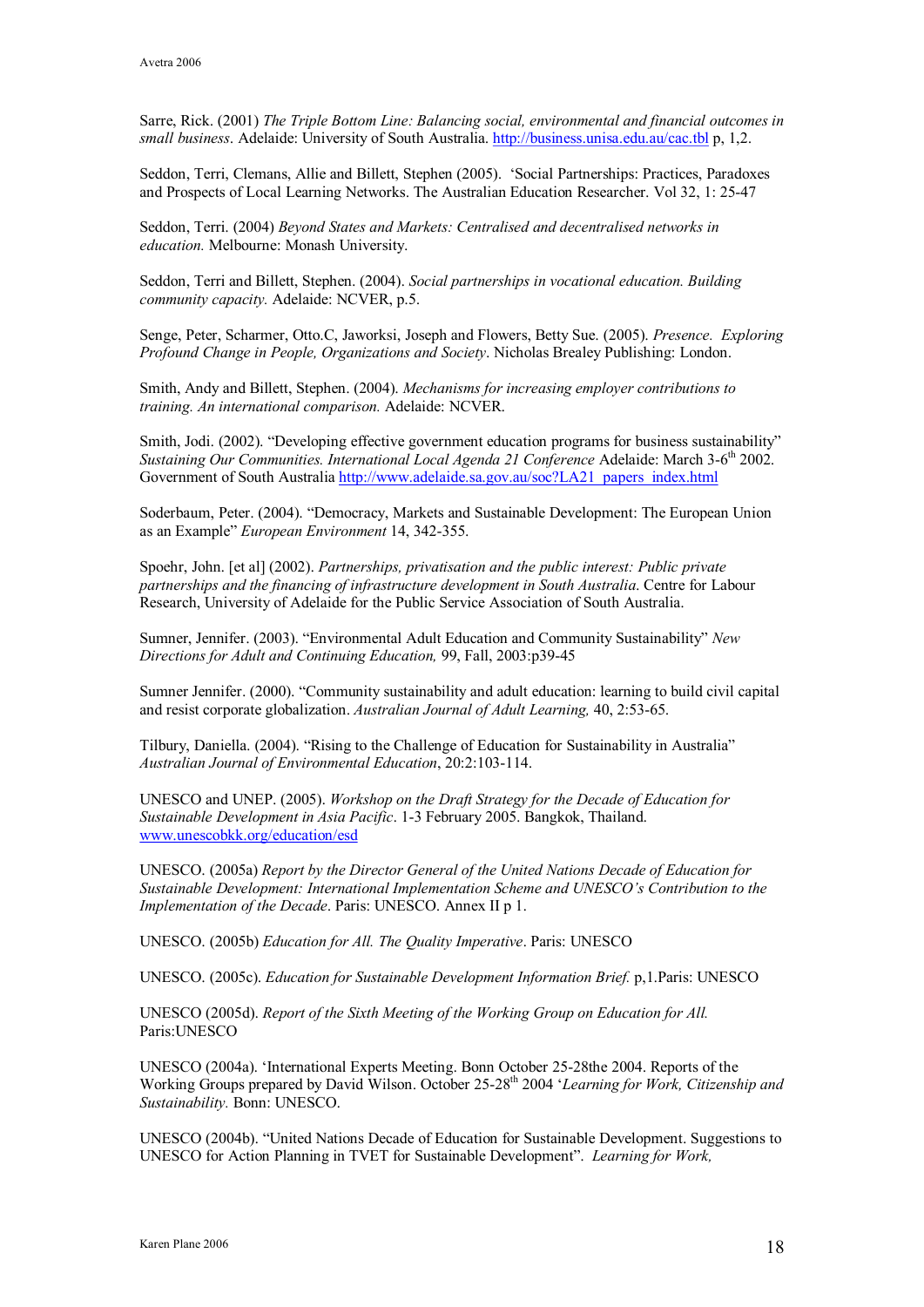Sarre, Rick. (2001) *The Triple Bottom Line: Balancing social, environmental and financial outcomes in small business*. Adelaide: University of South Australia. http://business.unisa.edu.au/cac.tbl p, 1,2.

Seddon, Terri, Clemans, Allie and Billett, Stephen (2005). 'Social Partnerships: Practices, Paradoxes and Prospects of Local Learning Networks. The Australian Education Researcher. Vol 32, 1: 25-47

Seddon, Terri. (2004) *Beyond States and Markets: Centralised and decentralised networks in education.* Melbourne: Monash University.

Seddon, Terri and Billett, Stephen. (2004). *Social partnerships in vocational education. Building community capacity.* Adelaide: NCVER, p.5.

Senge, Peter, Scharmer, Otto.C, Jaworksi, Joseph and Flowers, Betty Sue. (2005). *Presence. Exploring Profound Change in People, Organizations and Society*. Nicholas Brealey Publishing: London.

Smith, Andy and Billett, Stephen. (2004). *Mechanisms for increasing employer contributions to training. An international comparison.* Adelaide: NCVER.

Smith, Jodi. (2002). "Developing effective government education programs for business sustainability" *Sustaining Our Communities. International Local Agenda 21 Conference* Adelaide: March 3-6th 2002. Government of South Australia http://www.adelaide.sa.gov.au/soc?LA21_papers_index.html

Soderbaum, Peter. (2004). "Democracy, Markets and Sustainable Development: The European Union as an Example" *European Environment* 14, 342-355.

Spoehr, John. [et al] (2002). *Partnerships, privatisation and the public interest: Public private partnerships and the financing of infrastructure development in South Australia*. Centre for Labour Research, University of Adelaide for the Public Service Association of South Australia.

Sumner, Jennifer. (2003). "Environmental Adult Education and Community Sustainability" *New Directions for Adult and Continuing Education,* 99, Fall, 2003:p39-45

Sumner Jennifer. (2000). "Community sustainability and adult education: learning to build civil capital and resist corporate globalization. *Australian Journal of Adult Learning,* 40, 2:53-65.

Tilbury, Daniella. (2004). "Rising to the Challenge of Education for Sustainability in Australia" *Australian Journal of Environmental Education*, 20:2:103-114.

UNESCO and UNEP. (2005). *Workshop on the Draft Strategy for the Decade of Education for Sustainable Development in Asia Pacific*. 1-3 February 2005. Bangkok, Thailand. www.unescobkk.org/education/esd

UNESCO. (2005a) *Report by the Director General of the United Nations Decade of Education for Sustainable Development: International Implementation Scheme and UNESCO's Contribution to the Implementation of the Decade*. Paris: UNESCO. Annex II p 1.

UNESCO. (2005b) *Education for All. The Quality Imperative*. Paris: UNESCO

UNESCO. (2005c). *Education for Sustainable Development Information Brief.* p,1.Paris: UNESCO

UNESCO (2005d). *Report of the Sixth Meeting of the Working Group on Education for All.* Paris:UNESCO

UNESCO (2004a). 'International Experts Meeting. Bonn October 25-28the 2004. Reports of the Working Groups prepared by David Wilson. October 25-28th 2004 '*Learning for Work, Citizenship and Sustainability.* Bonn: UNESCO.

UNESCO (2004b). "United Nations Decade of Education for Sustainable Development. Suggestions to UNESCO for Action Planning in TVET for Sustainable Development". *Learning for Work,*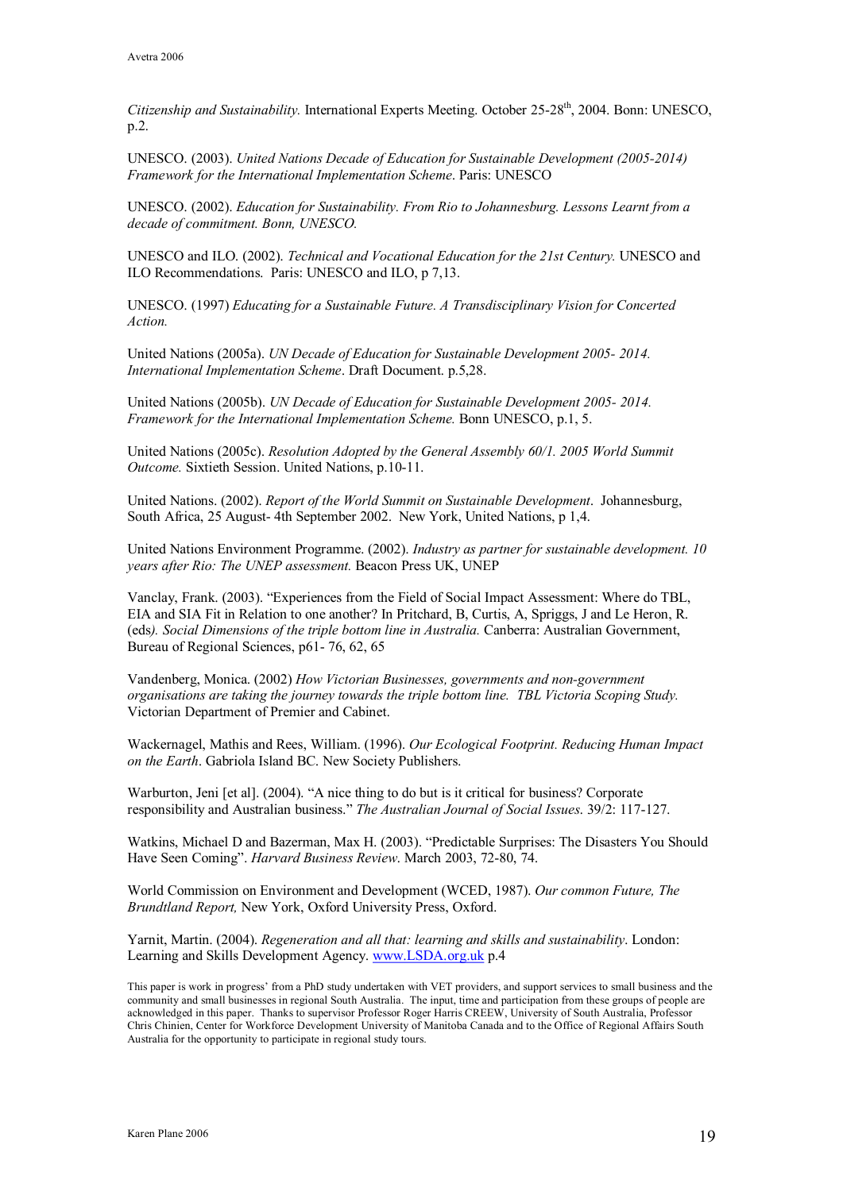*Citizenship and Sustainability.* International Experts Meeting. October 25-28th, 2004. Bonn: UNESCO, p.2.

UNESCO. (2003). *United Nations Decade of Education for Sustainable Development (2005-2014) Framework for the International Implementation Scheme*. Paris: UNESCO

UNESCO. (2002). *Education for Sustainability. From Rio to Johannesburg. Lessons Learnt from a decade of commitment. Bonn, UNESCO.*

UNESCO and ILO. (2002). *Technical and Vocational Education for the 21st Century.* UNESCO and ILO Recommendations. Paris: UNESCO and ILO, p 7,13.

UNESCO. (1997) *Educating for a Sustainable Future. A Transdisciplinary Vision for Concerted Action.*

United Nations (2005a). *UN Decade of Education for Sustainable Development 2005- 2014. International Implementation Scheme*. Draft Document. p.5,28.

United Nations (2005b). *UN Decade of Education for Sustainable Development 2005- 2014. Framework for the International Implementation Scheme.* Bonn UNESCO, p.1, 5.

United Nations (2005c). *Resolution Adopted by the General Assembly 60/1. 2005 World Summit Outcome.* Sixtieth Session. United Nations, p.10-11.

United Nations. (2002). *Report of the World Summit on Sustainable Development*. Johannesburg, South Africa, 25 August- 4th September 2002. New York, United Nations, p 1,4.

United Nations Environment Programme. (2002). *Industry as partner for sustainable development. 10 years after Rio: The UNEP assessment.* Beacon Press UK, UNEP

Vanclay, Frank. (2003). "Experiences from the Field of Social Impact Assessment: Where do TBL, EIA and SIA Fit in Relation to one another? In Pritchard, B, Curtis, A, Spriggs, J and Le Heron, R. (eds*). Social Dimensions of the triple bottom line in Australia.* Canberra: Australian Government, Bureau of Regional Sciences, p61- 76, 62, 65

Vandenberg, Monica. (2002) *How Victorian Businesses, governments and non-government organisations are taking the journey towards the triple bottom line. TBL Victoria Scoping Study.* Victorian Department of Premier and Cabinet.

Wackernagel, Mathis and Rees, William. (1996). *Our Ecological Footprint. Reducing Human Impact on the Earth*. Gabriola Island BC. New Society Publishers.

Warburton, Jeni [et al]. (2004). "A nice thing to do but is it critical for business? Corporate responsibility and Australian business." *The Australian Journal of Social Issues*. 39/2: 117-127.

Watkins, Michael D and Bazerman, Max H. (2003). "Predictable Surprises: The Disasters You Should Have Seen Coming". *Harvard Business Review*. March 2003, 72-80, 74.

World Commission on Environment and Development (WCED, 1987). *Our common Future, The Brundtland Report,* New York, Oxford University Press, Oxford.

Yarnit, Martin. (2004). *Regeneration and all that: learning and skills and sustainability*. London: Learning and Skills Development Agency. www.LSDA.org.uk p.4

This paper is work in progress' from a PhD study undertaken with VET providers, and support services to small business and the community and small businesses in regional South Australia. The input, time and participation from these groups of people are acknowledged in this paper. Thanks to supervisor Professor Roger Harris CREEW, University of South Australia, Professor Chris Chinien, Center for Workforce Development University of Manitoba Canada and to the Office of Regional Affairs South Australia for the opportunity to participate in regional study tours.